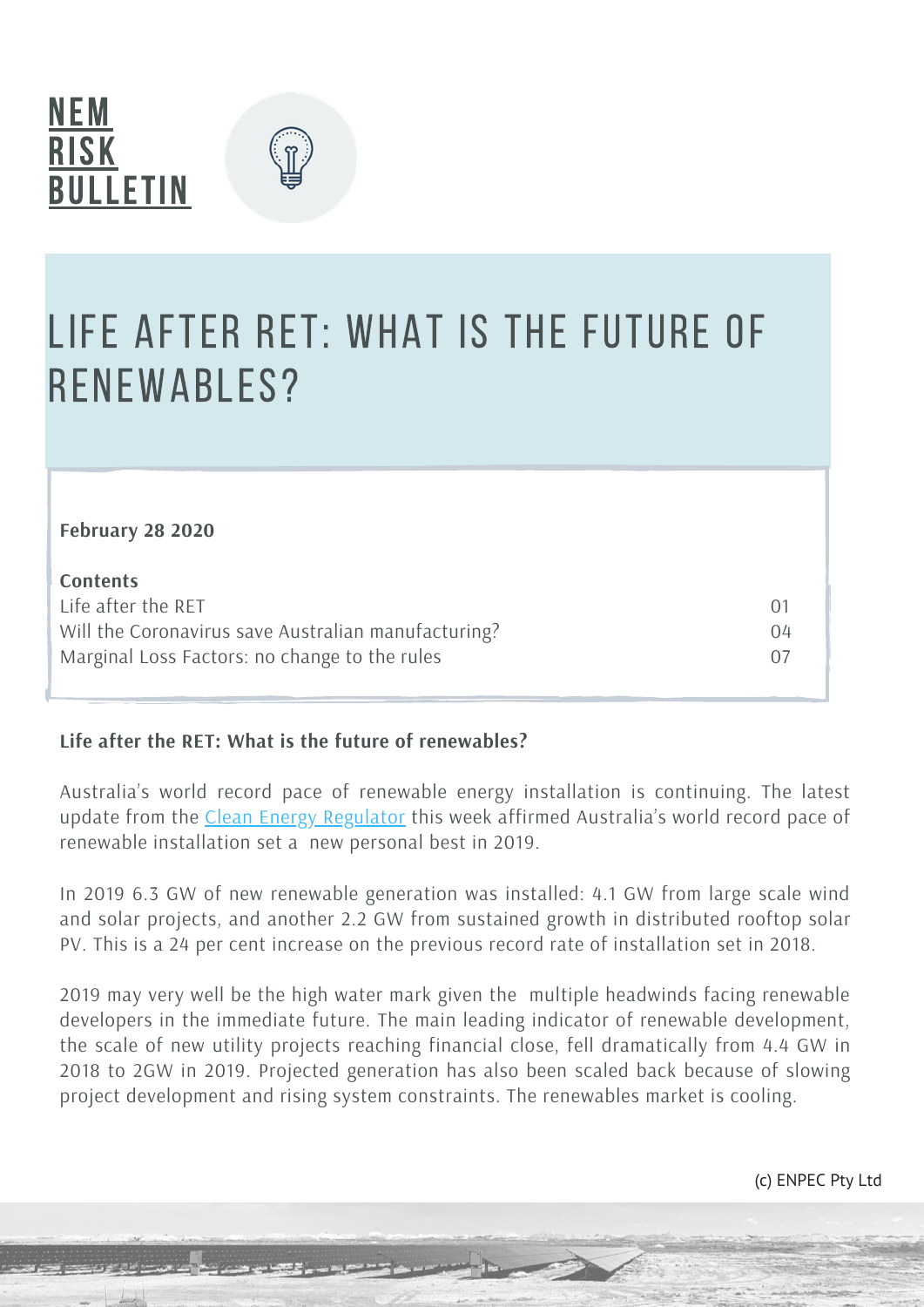# NEM RISK BULLETIN

# LIFE AFTER RET: WHAT IS THE FUTURE OF RENEWABLES?

**February 28 2020**

**Contents**

| | |
|---|---|
| Life after the RET | 01 |
| Will the Coronavirus save Australian manufacturing? | 04 |
| Marginal Loss Factors: no change to the rules | 07 |

## Life after the RET: What is the future of renewables?

Australia's world record pace of renewable energy installation is continuing. The latest update from the Clean Energy Regulator this week affirmed Australia's world record pace of renewable installation set a new personal best in 2019.

In 2019 6.3 GW of new renewable generation was installed: 4.1 GW from large scale wind and solar projects, and another 2.2 GW from sustained growth in distributed rooftop solar PV. This is a 24 per cent increase on the previous record rate of installation set in 2018.

2019 may very well be the high water mark given the multiple headwinds facing renewable developers in the immediate future. The main leading indicator of renewable development, the scale of new utility projects reaching financial close, fell dramatically from 4.4 GW in 2018 to 2GW in 2019. Projected generation has also been scaled back because of slowing project development and rising system constraints. The renewables market is cooling.

(c) ENPEC Pty Ltd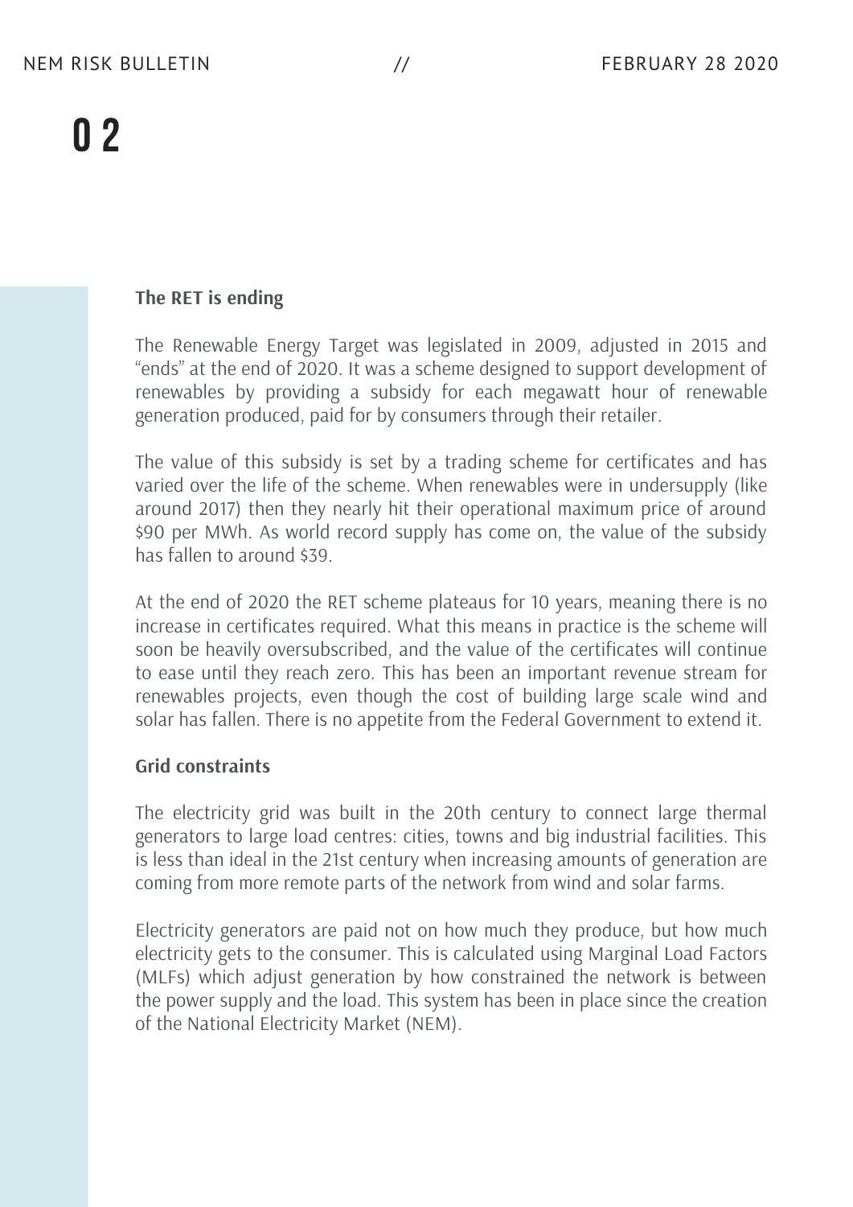### The RET is ending

The Renewable Energy Target was legislated in 2009, adjusted in 2015 and "ends" at the end of 2020. It was a scheme designed to support development of renewables by providing a subsidy for each megawatt hour of renewable generation produced, paid for by consumers through their retailer.

The value of this subsidy is set by a trading scheme for certificates and has varied over the life of the scheme. When renewables were in undersupply (like around 2017) then they nearly hit their operational maximum price of around $90 per MWh. As world record supply has come on, the value of the subsidy has fallen to around $39.

At the end of 2020 the RET scheme plateaus for 10 years, meaning there is no increase in certificates required. What this means in practice is the scheme will soon be heavily oversubscribed, and the value of the certificates will continue to ease until they reach zero. This has been an important revenue stream for renewables projects, even though the cost of building large scale wind and solar has fallen. There is no appetite from the Federal Government to extend it.

### Grid constraints

The electricity grid was built in the 20th century to connect large thermal generators to large load centres: cities, towns and big industrial facilities. This is less than ideal in the 21st century when increasing amounts of generation are coming from more remote parts of the network from wind and solar farms.

Electricity generators are paid not on how much they produce, but how much electricity gets to the consumer. This is calculated using Marginal Load Factors (MLFs) which adjust generation by how constrained the network is between the power supply and the load. This system has been in place since the creation of the National Electricity Market (NEM).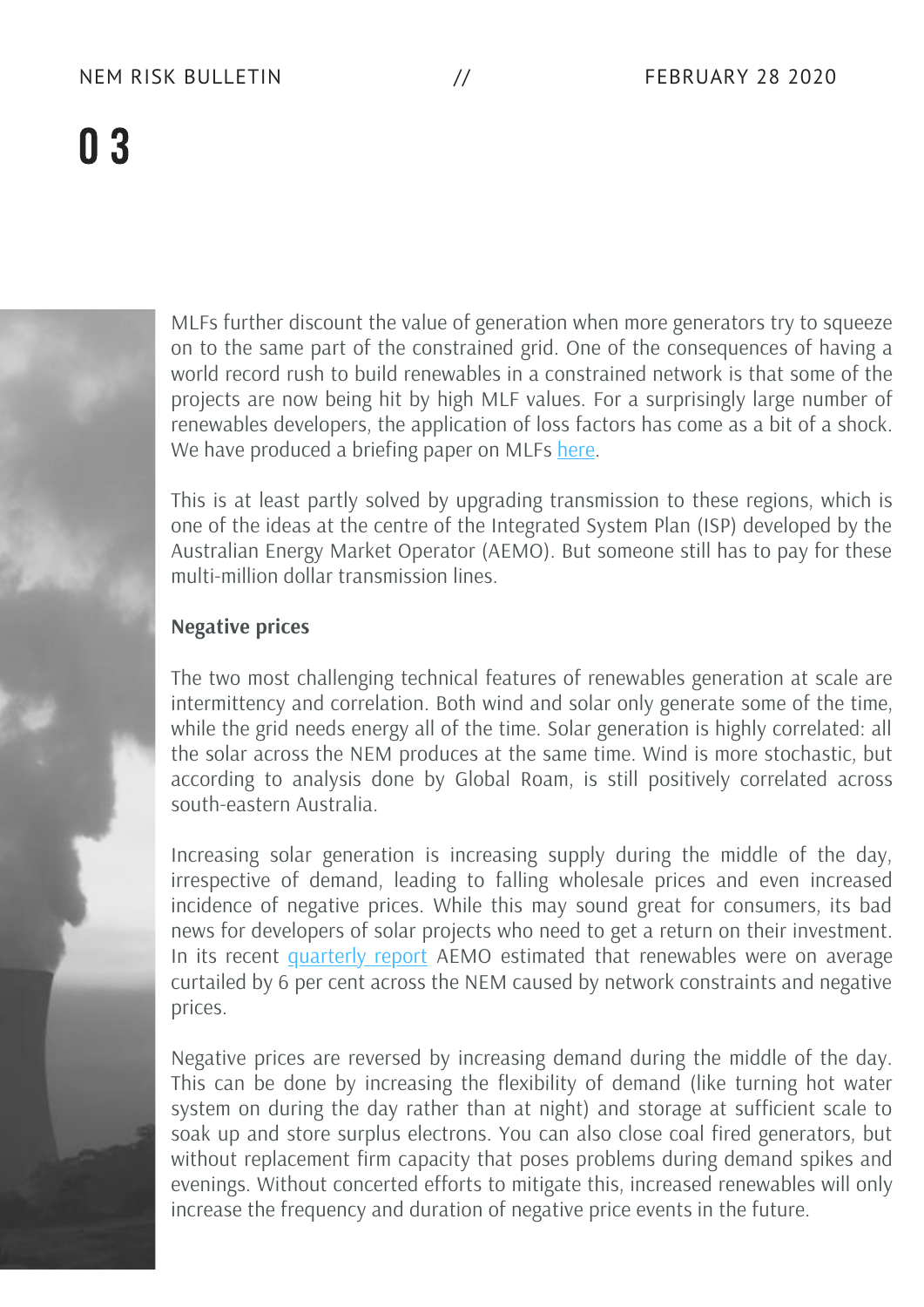MLFs further discount the value of generation when more generators try to squeeze on to the same part of the constrained grid. One of the consequences of having a world record rush to build renewables in a constrained network is that some of the projects are now being hit by high MLF values. For a surprisingly large number of renewables developers, the application of loss factors has come as a bit of a shock. We have produced a briefing paper on MLFs here.

This is at least partly solved by upgrading transmission to these regions, which is one of the ideas at the centre of the Integrated System Plan (ISP) developed by the Australian Energy Market Operator (AEMO). But someone still has to pay for these multi-million dollar transmission lines.

**Negative prices**

The two most challenging technical features of renewables generation at scale are intermittency and correlation. Both wind and solar only generate some of the time, while the grid needs energy all of the time. Solar generation is highly correlated: all the solar across the NEM produces at the same time. Wind is more stochastic, but according to analysis done by Global Roam, is still positively correlated across south-eastern Australia.

Increasing solar generation is increasing supply during the middle of the day, irrespective of demand, leading to falling wholesale prices and even increased incidence of negative prices. While this may sound great for consumers, its bad news for developers of solar projects who need to get a return on their investment. In its recent quarterly report AEMO estimated that renewables were on average curtailed by 6 per cent across the NEM caused by network constraints and negative prices.

Negative prices are reversed by increasing demand during the middle of the day. This can be done by increasing the flexibility of demand (like turning hot water system on during the day rather than at night) and storage at sufficient scale to soak up and store surplus electrons. You can also close coal fired generators, but without replacement firm capacity that poses problems during demand spikes and evenings. Without concerted efforts to mitigate this, increased renewables will only increase the frequency and duration of negative price events in the future.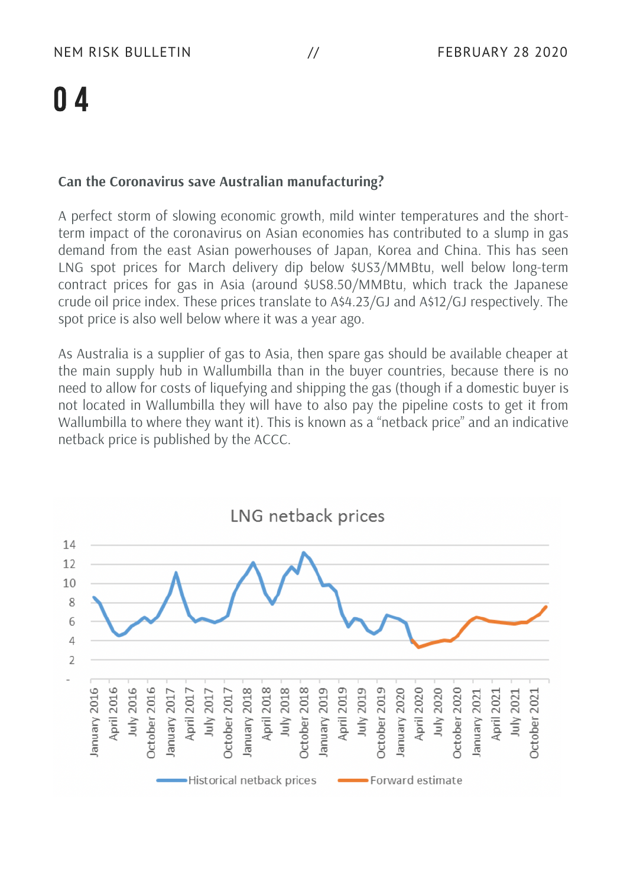## Can the Coronavirus save Australian manufacturing?

A perfect storm of slowing economic growth, mild winter temperatures and the short-term impact of the coronavirus on Asian economies has contributed to a slump in gas demand from the east Asian powerhouses of Japan, Korea and China. This has seen LNG spot prices for March delivery dip below $US3/MMBtu, well below long-term contract prices for gas in Asia (around $US8.50/MMBtu, which track the Japanese crude oil price index. These prices translate to A$4.23/GJ and A$12/GJ respectively. The spot price is also well below where it was a year ago.

As Australia is a supplier of gas to Asia, then spare gas should be available cheaper at the main supply hub in Wallumbilla than in the buyer countries, because there is no need to allow for costs of liquefying and shipping the gas (though if a domestic buyer is not located in Wallumbilla they will have to also pay the pipeline costs to get it from Wallumbilla to where they want it). This is known as a "netback price" and an indicative netback price is published by the ACCC.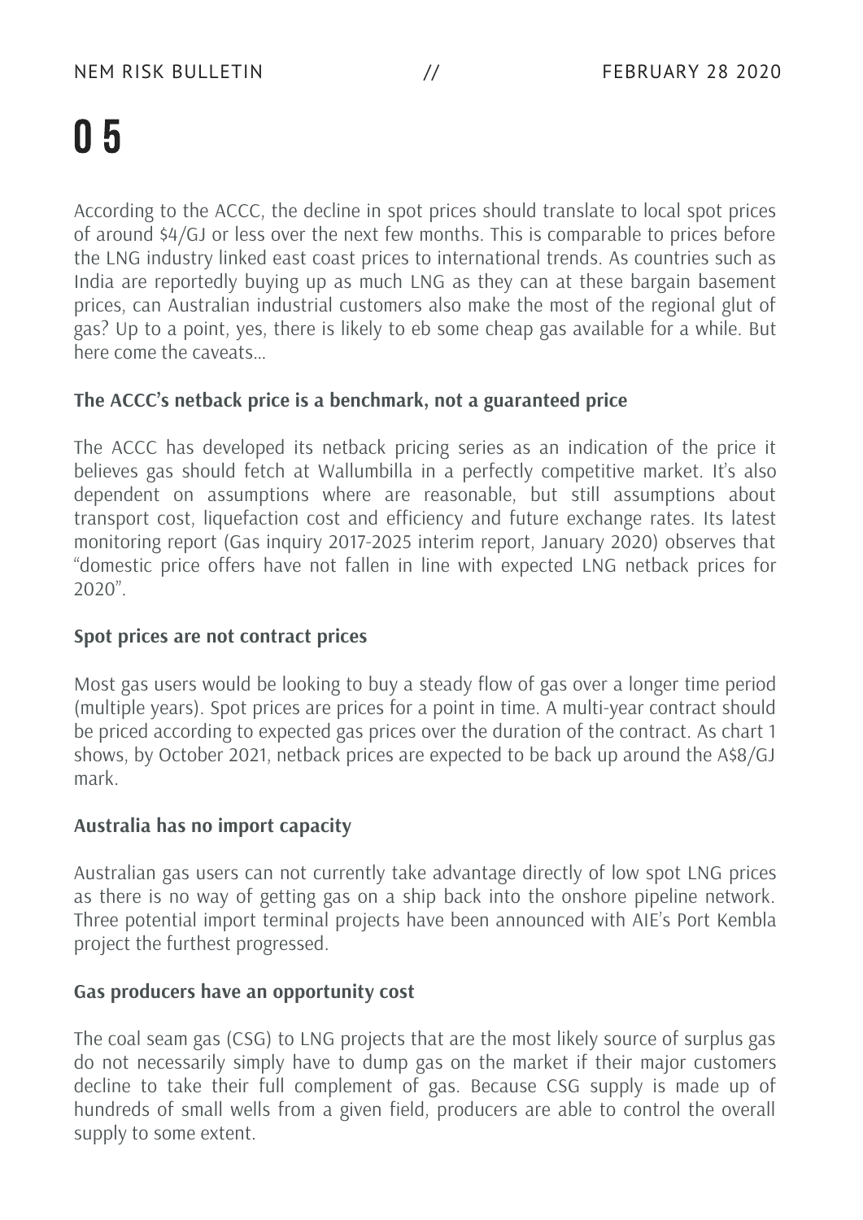# 0 5

According to the ACCC, the decline in spot prices should translate to local spot prices of around \$4/GJ or less over the next few months. This is comparable to prices before the LNG industry linked east coast prices to international trends. As countries such as India are reportedly buying up as much LNG as they can at these bargain basement prices, can Australian industrial customers also make the most of the regional glut of gas? Up to a point, yes, there is likely to eb some cheap gas available for a while. But here come the caveats...

### The ACCC's netback price is a benchmark, not a guaranteed price

The ACCC has developed its netback pricing series as an indication of the price it believes gas should fetch at Wallumbilla in a perfectly competitive market. It's also dependent on assumptions where are reasonable, but still assumptions about transport cost, liquefaction cost and efficiency and future exchange rates. Its latest monitoring report (Gas inquiry 2017-2025 interim report, January 2020) observes that "domestic price offers have not fallen in line with expected LNG netback prices for 2020".

### Spot prices are not contract prices

Most gas users would be looking to buy a steady flow of gas over a longer time period (multiple years). Spot prices are prices for a point in time. A multi-year contract should be priced according to expected gas prices over the duration of the contract. As chart 1 shows, by October 2021, netback prices are expected to be back up around the A\$8/GJ mark.

### Australia has no import capacity

Australian gas users can not currently take advantage directly of low spot LNG prices as there is no way of getting gas on a ship back into the onshore pipeline network. Three potential import terminal projects have been announced with AIE's Port Kembla project the furthest progressed.

### Gas producers have an opportunity cost

The coal seam gas (CSG) to LNG projects that are the most likely source of surplus gas do not necessarily simply have to dump gas on the market if their major customers decline to take their full complement of gas. Because CSG supply is made up of hundreds of small wells from a given field, producers are able to control the overall supply to some extent.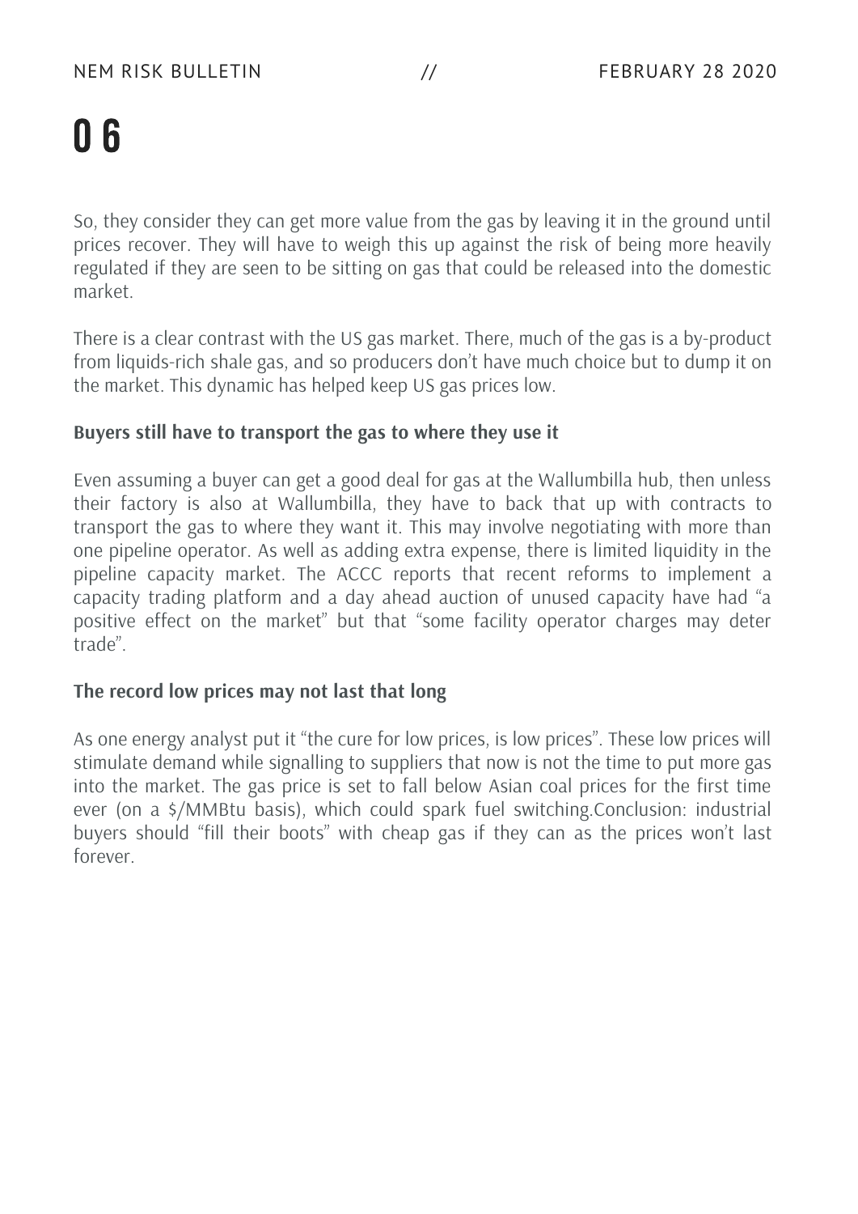So, they consider they can get more value from the gas by leaving it in the ground until prices recover. They will have to weigh this up against the risk of being more heavily regulated if they are seen to be sitting on gas that could be released into the domestic market.

There is a clear contrast with the US gas market. There, much of the gas is a by-product from liquids-rich shale gas, and so producers don't have much choice but to dump it on the market. This dynamic has helped keep US gas prices low.

**Buyers still have to transport the gas to where they use it**

Even assuming a buyer can get a good deal for gas at the Wallumbilla hub, then unless their factory is also at Wallumbilla, they have to back that up with contracts to transport the gas to where they want it. This may involve negotiating with more than one pipeline operator. As well as adding extra expense, there is limited liquidity in the pipeline capacity market. The ACCC reports that recent reforms to implement a capacity trading platform and a day ahead auction of unused capacity have had "a positive effect on the market" but that "some facility operator charges may deter trade".

**The record low prices may not last that long**

As one energy analyst put it "the cure for low prices, is low prices". These low prices will stimulate demand while signalling to suppliers that now is not the time to put more gas into the market. The gas price is set to fall below Asian coal prices for the first time ever (on a $/MMBtu basis), which could spark fuel switching.Conclusion: industrial buyers should "fill their boots" with cheap gas if they can as the prices won't last forever.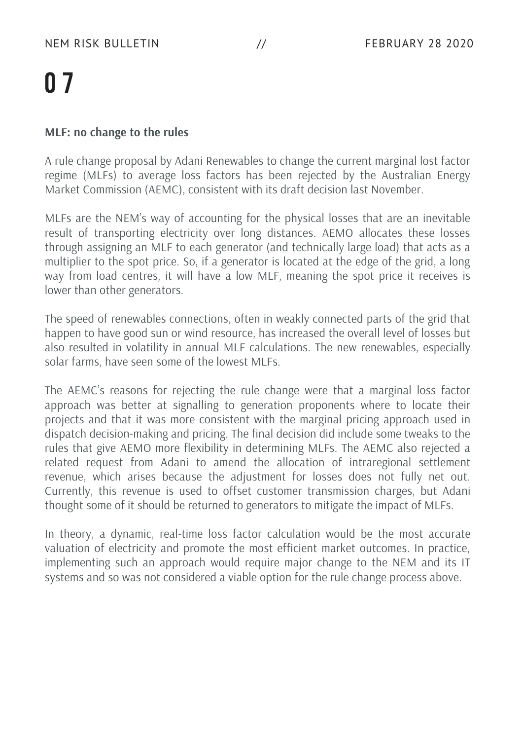# 07

**MLF: no change to the rules**

A rule change proposal by Adani Renewables to change the current marginal lost factor regime (MLFs) to average loss factors has been rejected by the Australian Energy Market Commission (AEMC), consistent with its draft decision last November.

MLFs are the NEM's way of accounting for the physical losses that are an inevitable result of transporting electricity over long distances. AEMO allocates these losses through assigning an MLF to each generator (and technically large load) that acts as a multiplier to the spot price. So, if a generator is located at the edge of the grid, a long way from load centres, it will have a low MLF, meaning the spot price it receives is lower than other generators.

The speed of renewables connections, often in weakly connected parts of the grid that happen to have good sun or wind resource, has increased the overall level of losses but also resulted in volatility in annual MLF calculations. The new renewables, especially solar farms, have seen some of the lowest MLFs.

The AEMC's reasons for rejecting the rule change were that a marginal loss factor approach was better at signalling to generation proponents where to locate their projects and that it was more consistent with the marginal pricing approach used in dispatch decision-making and pricing. The final decision did include some tweaks to the rules that give AEMO more flexibility in determining MLFs. The AEMC also rejected a related request from Adani to amend the allocation of intraregional settlement revenue, which arises because the adjustment for losses does not fully net out. Currently, this revenue is used to offset customer transmission charges, but Adani thought some of it should be returned to generators to mitigate the impact of MLFs.

In theory, a dynamic, real-time loss factor calculation would be the most accurate valuation of electricity and promote the most efficient market outcomes. In practice, implementing such an approach would require major change to the NEM and its IT systems and so was not considered a viable option for the rule change process above.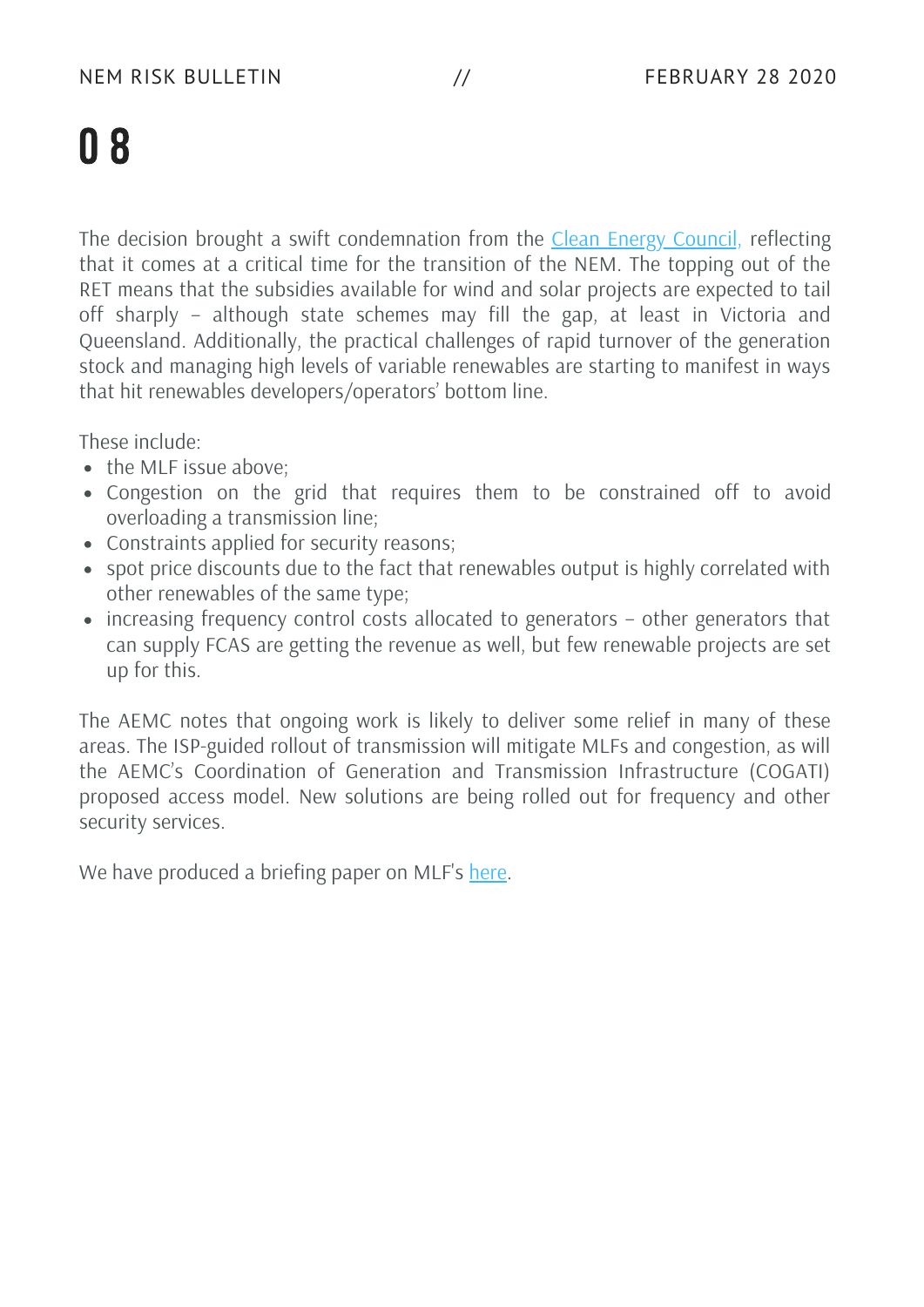The decision brought a swift condemnation from the [Clean Energy Council](), reflecting that it comes at a critical time for the transition of the NEM. The topping out of the RET means that the subsidies available for wind and solar projects are expected to tail off sharply – although state schemes may fill the gap, at least in Victoria and Queensland. Additionally, the practical challenges of rapid turnover of the generation stock and managing high levels of variable renewables are starting to manifest in ways that hit renewables developers/operators' bottom line.

These include:

- the MLF issue above;
- Congestion on the grid that requires them to be constrained off to avoid overloading a transmission line;
- Constraints applied for security reasons;
- spot price discounts due to the fact that renewables output is highly correlated with other renewables of the same type;
- increasing frequency control costs allocated to generators – other generators that can supply FCAS are getting the revenue as well, but few renewable projects are set up for this.

The AEMC notes that ongoing work is likely to deliver some relief in many of these areas. The ISP-guided rollout of transmission will mitigate MLFs and congestion, as will the AEMC's Coordination of Generation and Transmission Infrastructure (COGATI) proposed access model. New solutions are being rolled out for frequency and other security services.

We have produced a briefing paper on MLF's [here]().